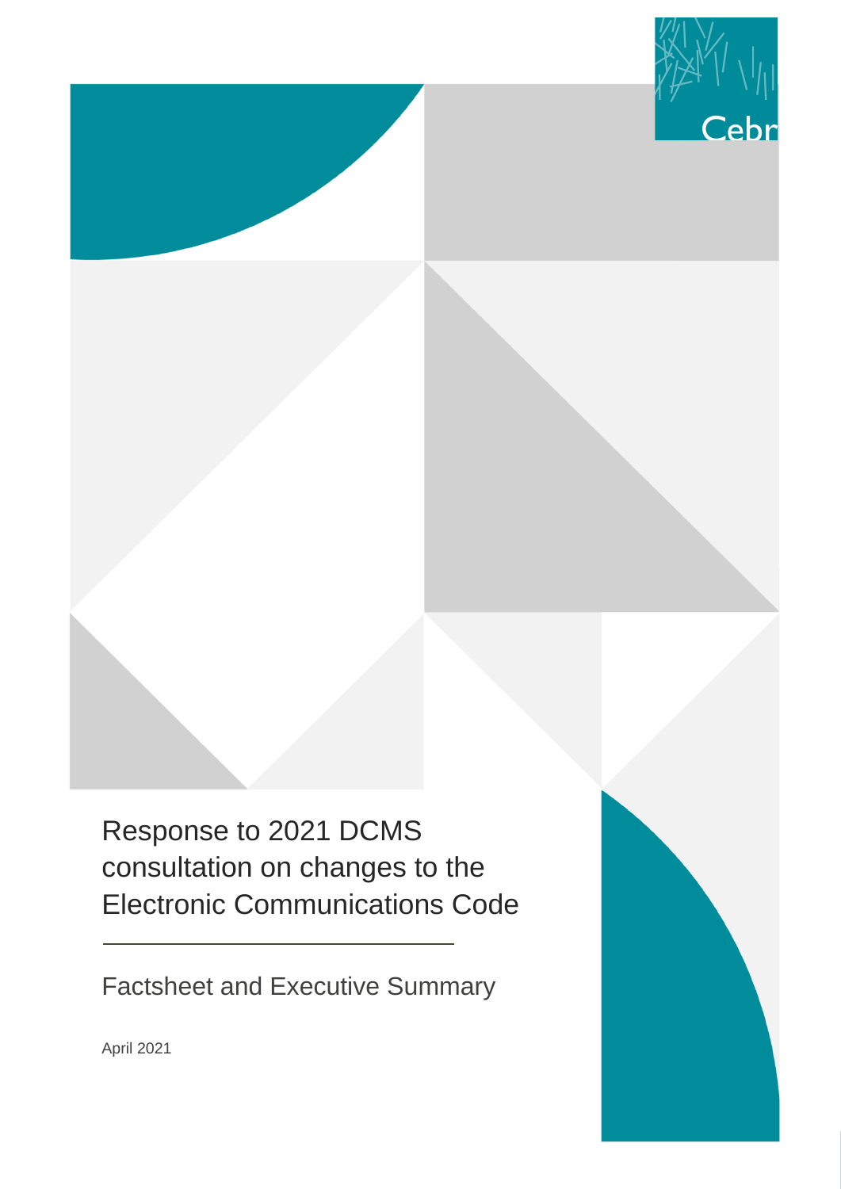Cebr

# Response to 2021 DCMS consultation on changes to the Electronic Communications Code

## Factsheet and Executive Summary

April 2021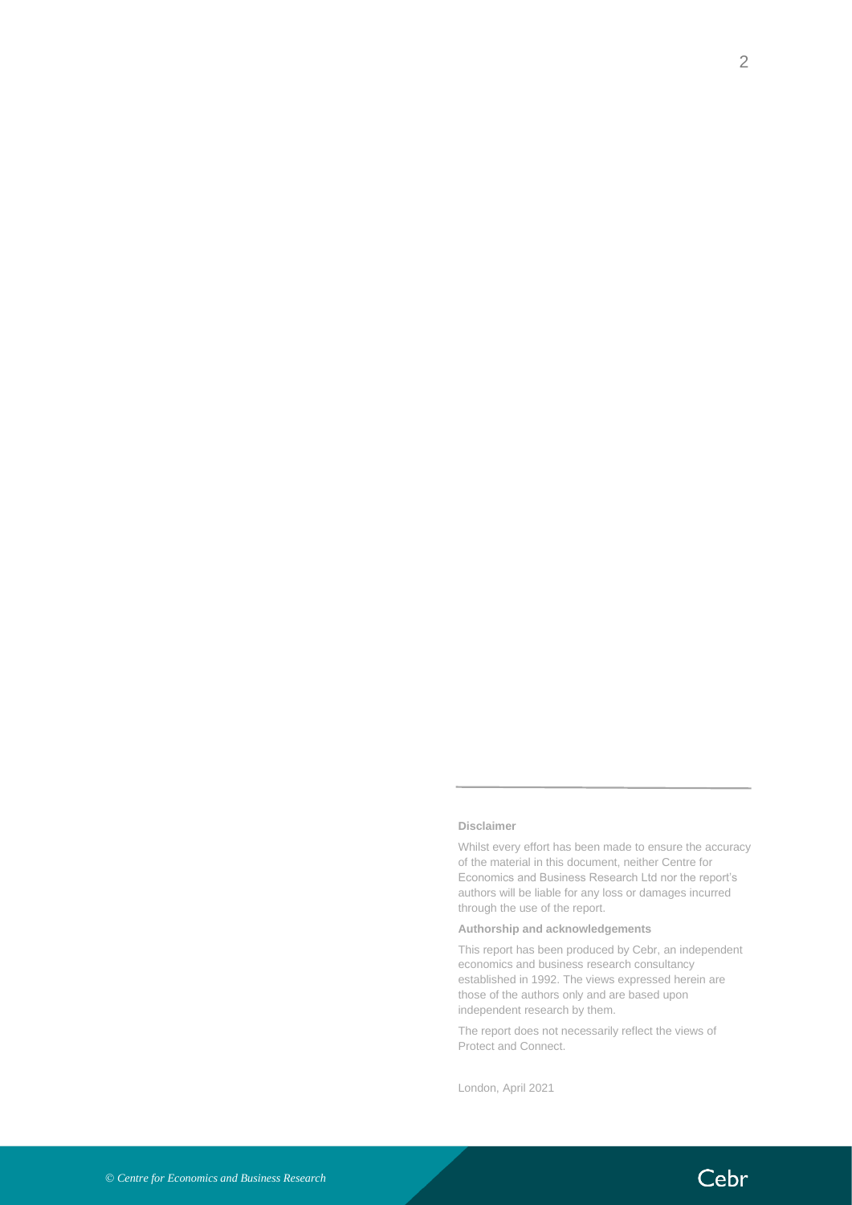**Disclaimer**

Whilst every effort has been made to ensure the accuracy of the material in this document, neither Centre for Economics and Business Research Ltd nor the report's authors will be liable for any loss or damages incurred through the use of the report.

**Authorship and acknowledgements**

This report has been produced by Cebr, an independent economics and business research consultancy established in 1992. The views expressed herein are those of the authors only and are based upon independent research by them.

The report does not necessarily reflect the views of Protect and Connect.

London, April 2021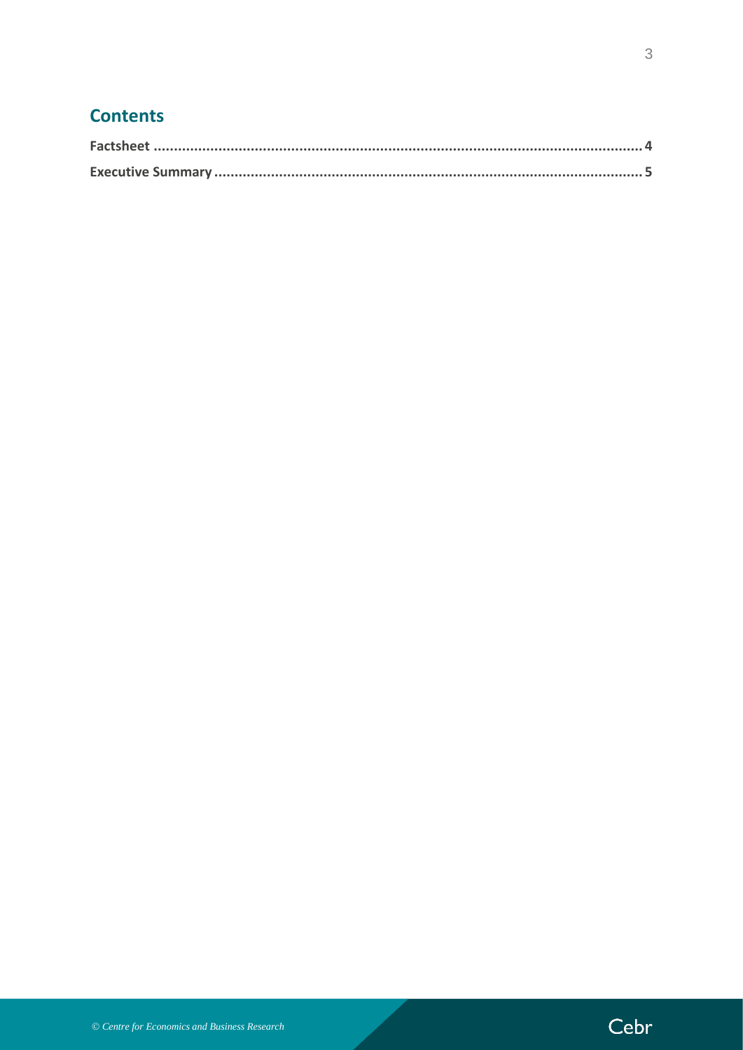## Contents

**Factsheet** .......................................................................................................................... **4**

**Executive Summary** ............................................................................................................. **5**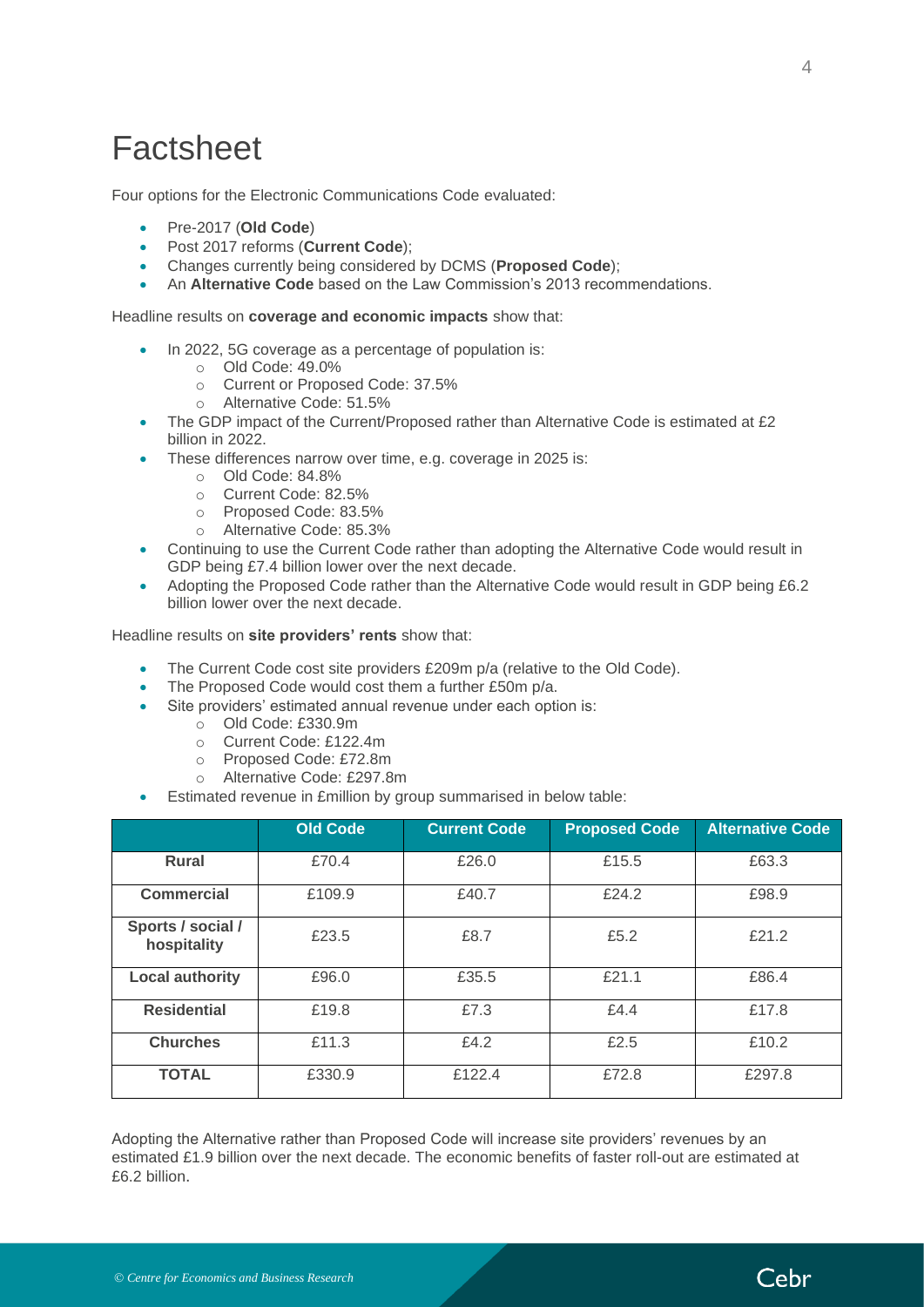# Factsheet

Four options for the Electronic Communications Code evaluated:

- Pre-2017 (**Old Code**)
- Post 2017 reforms (**Current Code**);
- Changes currently being considered by DCMS (**Proposed Code**);
- An **Alternative Code** based on the Law Commission's 2013 recommendations.

Headline results on **coverage and economic impacts** show that:

- In 2022, 5G coverage as a percentage of population is:
  - Old Code: 49.0%
  - Current or Proposed Code: 37.5%
  - Alternative Code: 51.5%
- The GDP impact of the Current/Proposed rather than Alternative Code is estimated at £2 billion in 2022.
- These differences narrow over time, e.g. coverage in 2025 is:
  - Old Code: 84.8%
  - Current Code: 82.5%
  - Proposed Code: 83.5%
  - Alternative Code: 85.3%
- Continuing to use the Current Code rather than adopting the Alternative Code would result in GDP being £7.4 billion lower over the next decade.
- Adopting the Proposed Code rather than the Alternative Code would result in GDP being £6.2 billion lower over the next decade.

Headline results on **site providers' rents** show that:

- The Current Code cost site providers £209m p/a (relative to the Old Code).
- The Proposed Code would cost them a further £50m p/a.
- Site providers' estimated annual revenue under each option is:
  - Old Code: £330.9m
  - Current Code: £122.4m
  - Proposed Code: £72.8m
  - Alternative Code: £297.8m
- Estimated revenue in £million by group summarised in below table:

| | Old Code | Current Code | Proposed Code | Alternative Code |
|---|---|---|---|---|
| **Rural** | £70.4 | £26.0 | £15.5 | £63.3 |
| **Commercial** | £109.9 | £40.7 | £24.2 | £98.9 |
| **Sports / social / hospitality** | £23.5 | £8.7 | £5.2 | £21.2 |
| **Local authority** | £96.0 | £35.5 | £21.1 | £86.4 |
| **Residential** | £19.8 | £7.3 | £4.4 | £17.8 |
| **Churches** | £11.3 | £4.2 | £2.5 | £10.2 |
| **TOTAL** | £330.9 | £122.4 | £72.8 | £297.8 |

Adopting the Alternative rather than Proposed Code will increase site providers' revenues by an estimated £1.9 billion over the next decade. The economic benefits of faster roll-out are estimated at £6.2 billion.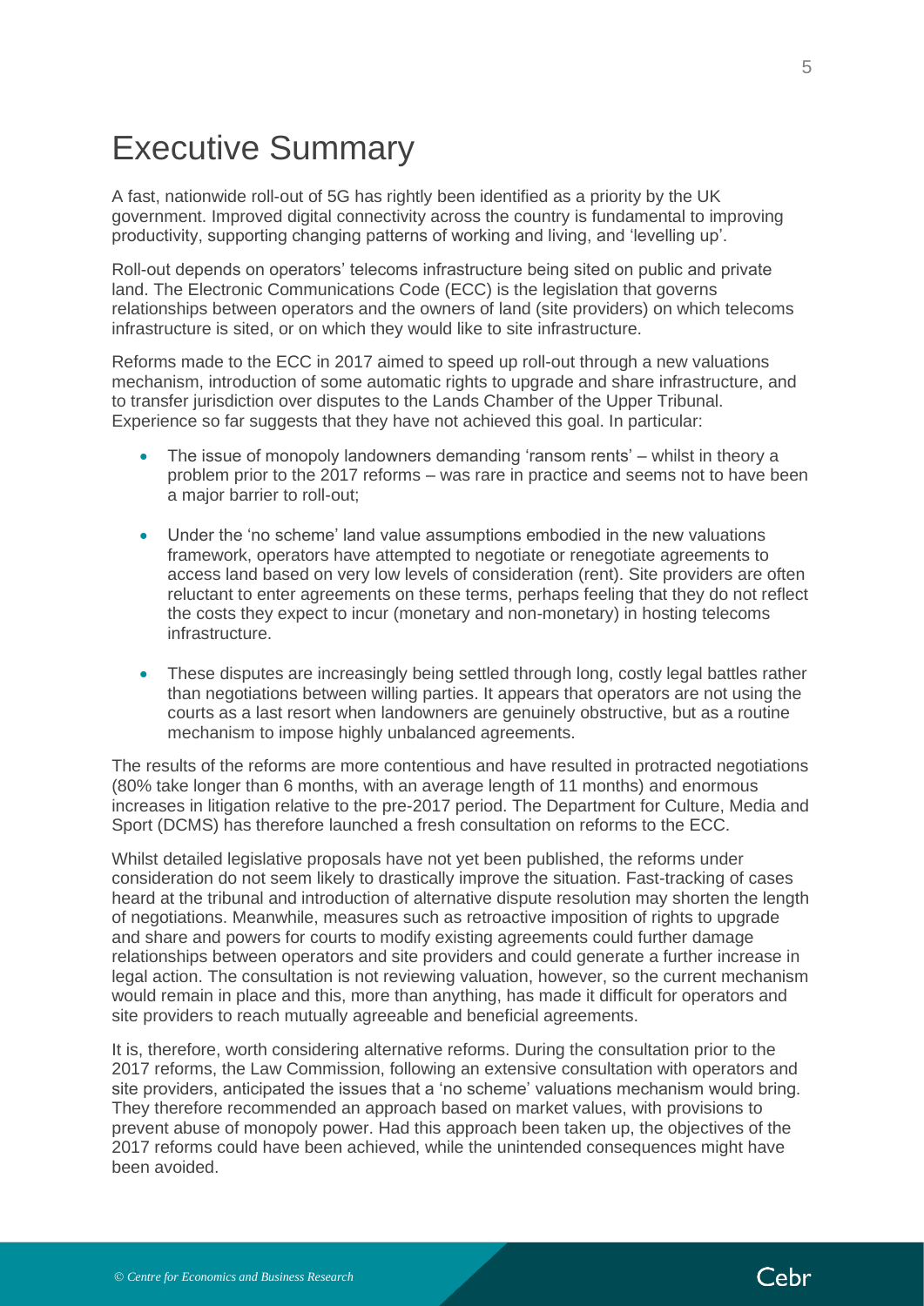# Executive Summary

A fast, nationwide roll-out of 5G has rightly been identified as a priority by the UK government. Improved digital connectivity across the country is fundamental to improving productivity, supporting changing patterns of working and living, and 'levelling up'.

Roll-out depends on operators' telecoms infrastructure being sited on public and private land. The Electronic Communications Code (ECC) is the legislation that governs relationships between operators and the owners of land (site providers) on which telecoms infrastructure is sited, or on which they would like to site infrastructure.

Reforms made to the ECC in 2017 aimed to speed up roll-out through a new valuations mechanism, introduction of some automatic rights to upgrade and share infrastructure, and to transfer jurisdiction over disputes to the Lands Chamber of the Upper Tribunal. Experience so far suggests that they have not achieved this goal. In particular:

- The issue of monopoly landowners demanding 'ransom rents' – whilst in theory a problem prior to the 2017 reforms – was rare in practice and seems not to have been a major barrier to roll-out;
- Under the 'no scheme' land value assumptions embodied in the new valuations framework, operators have attempted to negotiate or renegotiate agreements to access land based on very low levels of consideration (rent). Site providers are often reluctant to enter agreements on these terms, perhaps feeling that they do not reflect the costs they expect to incur (monetary and non-monetary) in hosting telecoms infrastructure.
- These disputes are increasingly being settled through long, costly legal battles rather than negotiations between willing parties. It appears that operators are not using the courts as a last resort when landowners are genuinely obstructive, but as a routine mechanism to impose highly unbalanced agreements.

The results of the reforms are more contentious and have resulted in protracted negotiations (80% take longer than 6 months, with an average length of 11 months) and enormous increases in litigation relative to the pre-2017 period. The Department for Culture, Media and Sport (DCMS) has therefore launched a fresh consultation on reforms to the ECC.

Whilst detailed legislative proposals have not yet been published, the reforms under consideration do not seem likely to drastically improve the situation. Fast-tracking of cases heard at the tribunal and introduction of alternative dispute resolution may shorten the length of negotiations. Meanwhile, measures such as retroactive imposition of rights to upgrade and share and powers for courts to modify existing agreements could further damage relationships between operators and site providers and could generate a further increase in legal action. The consultation is not reviewing valuation, however, so the current mechanism would remain in place and this, more than anything, has made it difficult for operators and site providers to reach mutually agreeable and beneficial agreements.

It is, therefore, worth considering alternative reforms. During the consultation prior to the 2017 reforms, the Law Commission, following an extensive consultation with operators and site providers, anticipated the issues that a 'no scheme' valuations mechanism would bring. They therefore recommended an approach based on market values, with provisions to prevent abuse of monopoly power. Had this approach been taken up, the objectives of the 2017 reforms could have been achieved, while the unintended consequences might have been avoided.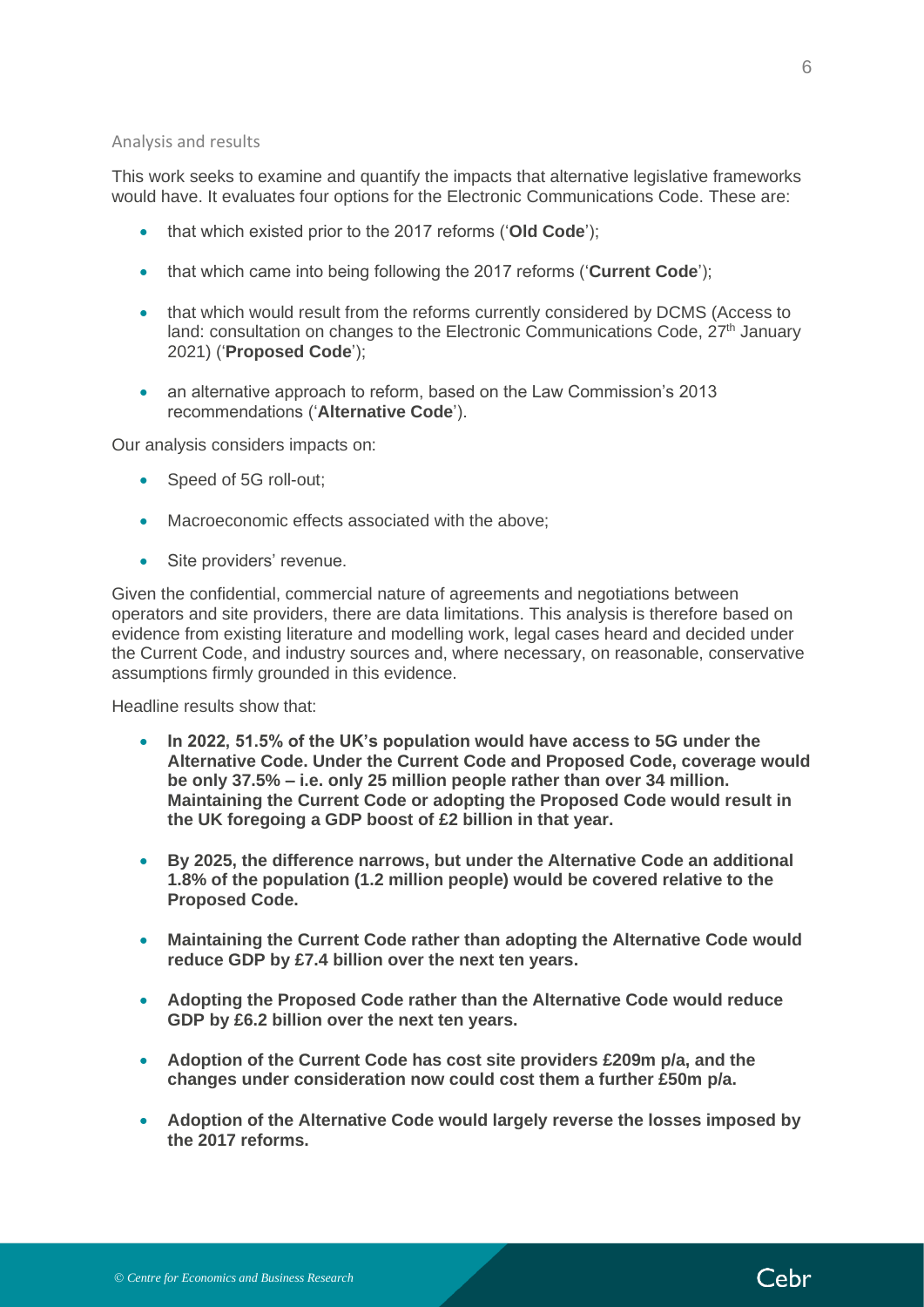## Analysis and results

This work seeks to examine and quantify the impacts that alternative legislative frameworks would have. It evaluates four options for the Electronic Communications Code. These are:

- that which existed prior to the 2017 reforms ('**Old Code**');
- that which came into being following the 2017 reforms ('**Current Code**');
- that which would result from the reforms currently considered by DCMS (Access to land: consultation on changes to the Electronic Communications Code, 27th January 2021) ('**Proposed Code**');
- an alternative approach to reform, based on the Law Commission's 2013 recommendations ('**Alternative Code**').

Our analysis considers impacts on:

- Speed of 5G roll-out;
- Macroeconomic effects associated with the above;
- Site providers' revenue.

Given the confidential, commercial nature of agreements and negotiations between operators and site providers, there are data limitations. This analysis is therefore based on evidence from existing literature and modelling work, legal cases heard and decided under the Current Code, and industry sources and, where necessary, on reasonable, conservative assumptions firmly grounded in this evidence.

Headline results show that:

- **In 2022, 51.5% of the UK's population would have access to 5G under the Alternative Code. Under the Current Code and Proposed Code, coverage would be only 37.5% – i.e. only 25 million people rather than over 34 million. Maintaining the Current Code or adopting the Proposed Code would result in the UK foregoing a GDP boost of £2 billion in that year.**
- **By 2025, the difference narrows, but under the Alternative Code an additional 1.8% of the population (1.2 million people) would be covered relative to the Proposed Code.**
- **Maintaining the Current Code rather than adopting the Alternative Code would reduce GDP by £7.4 billion over the next ten years.**
- **Adopting the Proposed Code rather than the Alternative Code would reduce GDP by £6.2 billion over the next ten years.**
- **Adoption of the Current Code has cost site providers £209m p/a, and the changes under consideration now could cost them a further £50m p/a.**
- **Adoption of the Alternative Code would largely reverse the losses imposed by the 2017 reforms.**